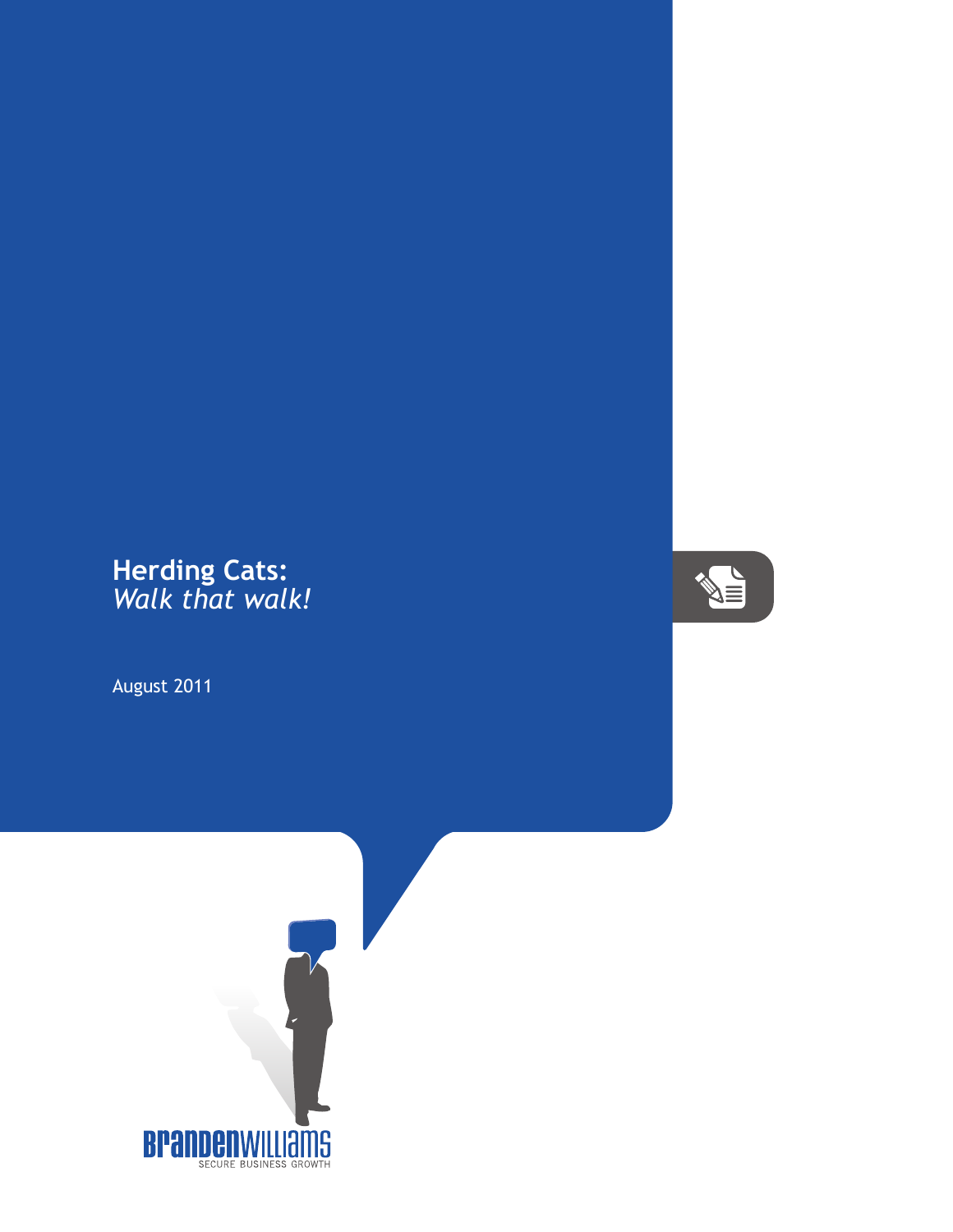# Herding Cats:
*Walk that walk!*

August 2011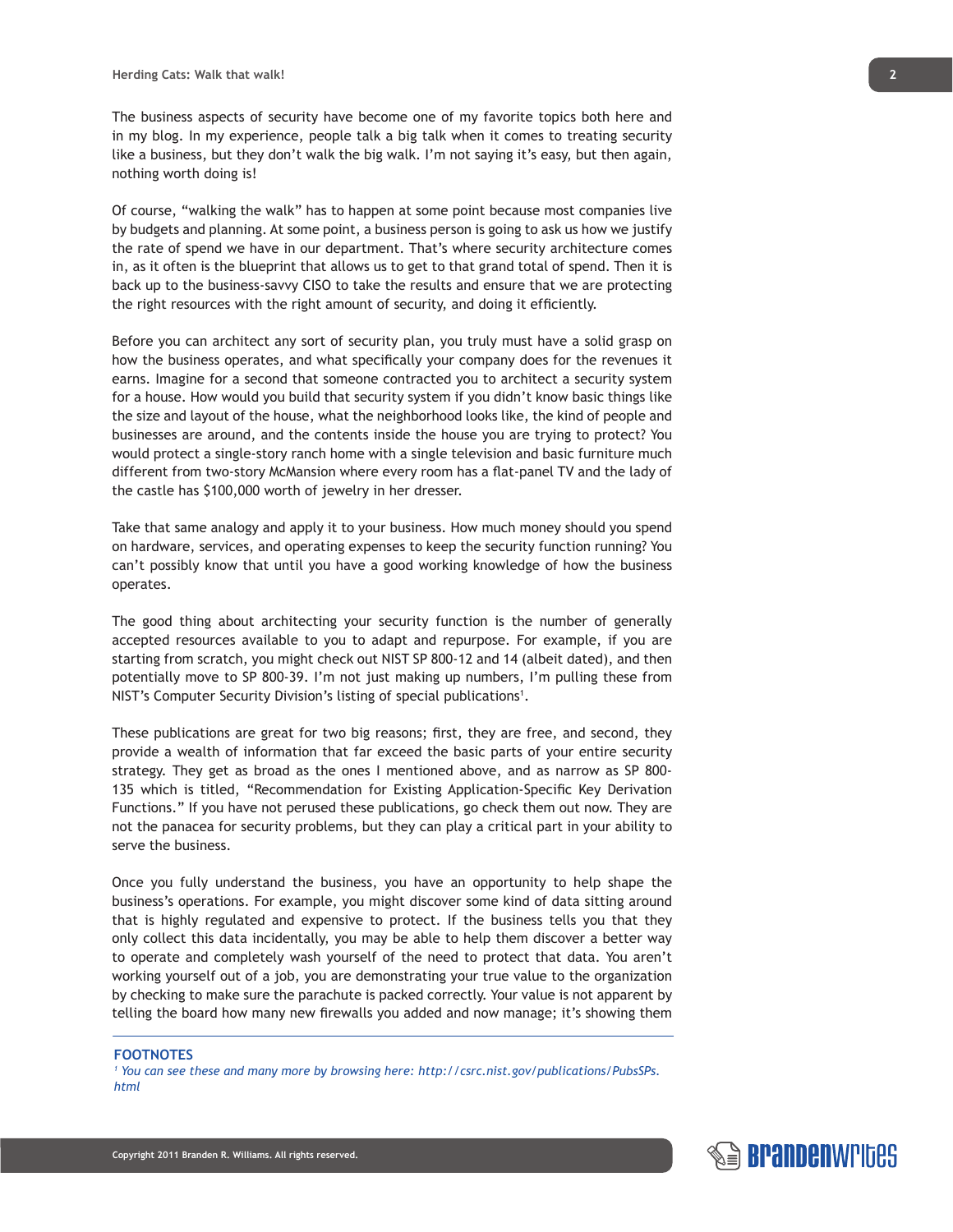The business aspects of security have become one of my favorite topics both here and in my blog. In my experience, people talk a big talk when it comes to treating security like a business, but they don't walk the big walk. I'm not saying it's easy, but then again, nothing worth doing is!

Of course, "walking the walk" has to happen at some point because most companies live by budgets and planning. At some point, a business person is going to ask us how we justify the rate of spend we have in our department. That's where security architecture comes in, as it often is the blueprint that allows us to get to that grand total of spend. Then it is back up to the business-savvy CISO to take the results and ensure that we are protecting the right resources with the right amount of security, and doing it efficiently.

Before you can architect any sort of security plan, you truly must have a solid grasp on how the business operates, and what specifically your company does for the revenues it earns. Imagine for a second that someone contracted you to architect a security system for a house. How would you build that security system if you didn't know basic things like the size and layout of the house, what the neighborhood looks like, the kind of people and businesses are around, and the contents inside the house you are trying to protect? You would protect a single-story ranch home with a single television and basic furniture much different from two-story McMansion where every room has a flat-panel TV and the lady of the castle has $100,000 worth of jewelry in her dresser.

Take that same analogy and apply it to your business. How much money should you spend on hardware, services, and operating expenses to keep the security function running? You can't possibly know that until you have a good working knowledge of how the business operates.

The good thing about architecting your security function is the number of generally accepted resources available to you to adapt and repurpose. For example, if you are starting from scratch, you might check out NIST SP 800-12 and 14 (albeit dated), and then potentially move to SP 800-39. I'm not just making up numbers, I'm pulling these from NIST's Computer Security Division's listing of special publications[1].

These publications are great for two big reasons; first, they are free, and second, they provide a wealth of information that far exceed the basic parts of your entire security strategy. They get as broad as the ones I mentioned above, and as narrow as SP 800-135 which is titled, "Recommendation for Existing Application-Specific Key Derivation Functions." If you have not perused these publications, go check them out now. They are not the panacea for security problems, but they can play a critical part in your ability to serve the business.

Once you fully understand the business, you have an opportunity to help shape the business's operations. For example, you might discover some kind of data sitting around that is highly regulated and expensive to protect. If the business tells you that they only collect this data incidentally, you may be able to help them discover a better way to operate and completely wash yourself of the need to protect that data. You aren't working yourself out of a job, you are demonstrating your true value to the organization by checking to make sure the parachute is packed correctly. Your value is not apparent by telling the board how many new firewalls you added and now manage; it's showing them

---

**FOOTNOTES**

[1] *You can see these and many more by browsing here: http://csrc.nist.gov/publications/PubsSPs.html*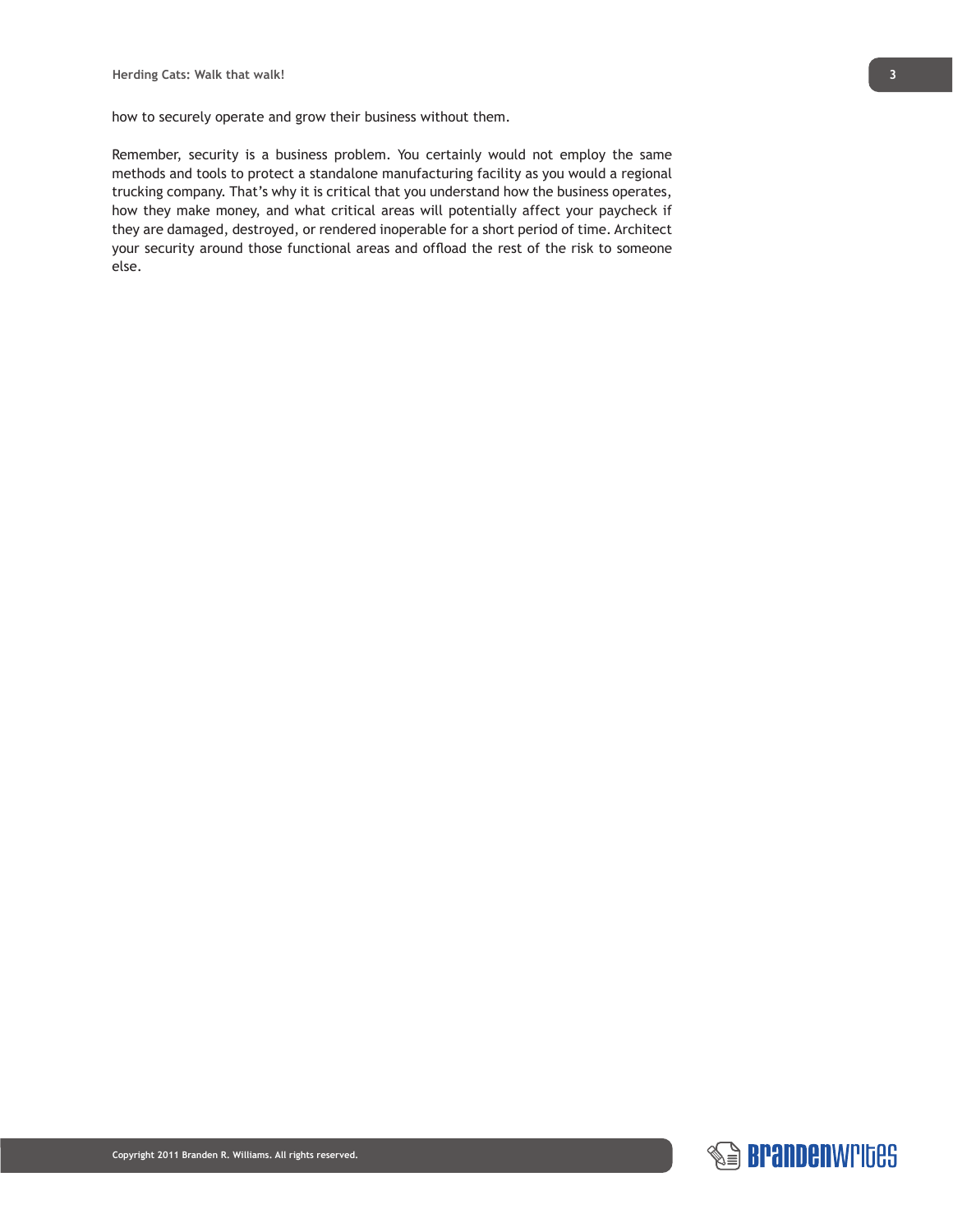how to securely operate and grow their business without them.

Remember, security is a business problem. You certainly would not employ the same methods and tools to protect a standalone manufacturing facility as you would a regional trucking company. That's why it is critical that you understand how the business operates, how they make money, and what critical areas will potentially affect your paycheck if they are damaged, destroyed, or rendered inoperable for a short period of time. Architect your security around those functional areas and offload the rest of the risk to someone else.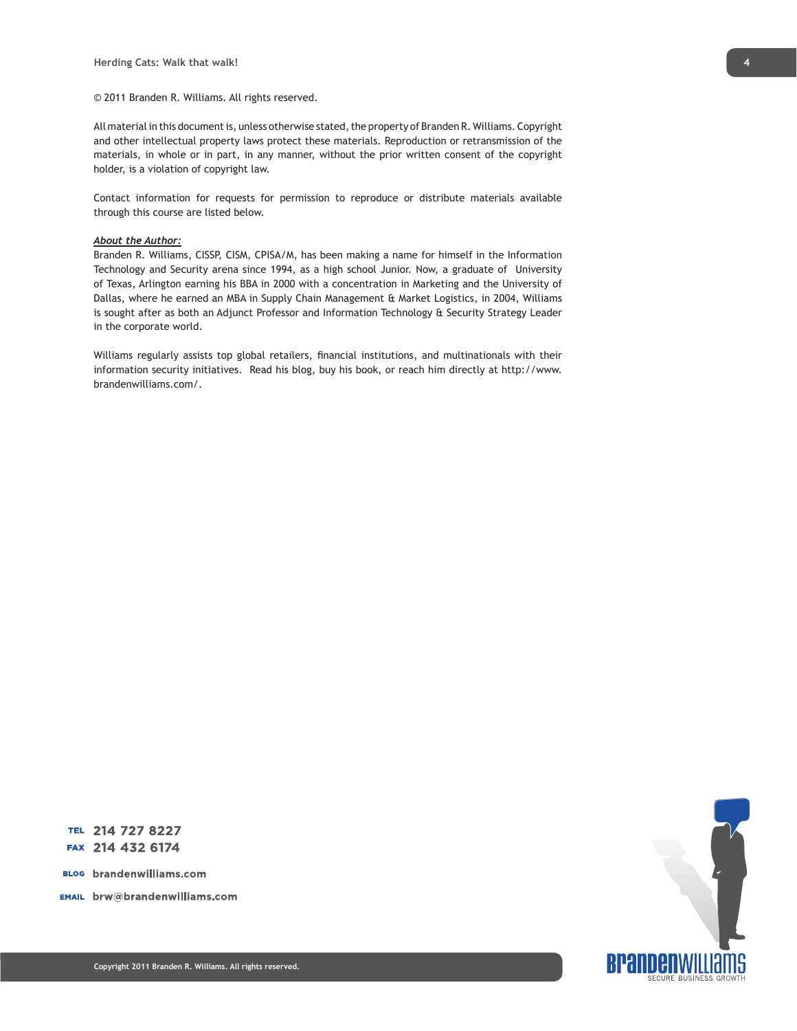© 2011 Branden R. Williams. All rights reserved.

All material in this document is, unless otherwise stated, the property of Branden R. Williams. Copyright and other intellectual property laws protect these materials. Reproduction or retransmission of the materials, in whole or in part, in any manner, without the prior written consent of the copyright holder, is a violation of copyright law.

Contact information for requests for permission to reproduce or distribute materials available through this course are listed below.

***About the Author:***

Branden R. Williams, CISSP, CISM, CPISA/M, has been making a name for himself in the Information Technology and Security arena since 1994, as a high school Junior. Now, a graduate of University of Texas, Arlington earning his BBA in 2000 with a concentration in Marketing and the University of Dallas, where he earned an MBA in Supply Chain Management & Market Logistics, in 2004, Williams is sought after as both an Adjunct Professor and Information Technology & Security Strategy Leader in the corporate world.

Williams regularly assists top global retailers, financial institutions, and multinationals with their information security initiatives. Read his blog, buy his book, or reach him directly at http://www.brandenwilliams.com/.

**TEL** 214 727 8227
**FAX** 214 432 6174

**BLOG** brandenwilliams.com

**EMAIL** brw@brandenwilliams.com

BrandenWilliams
SECURE BUSINESS GROWTH